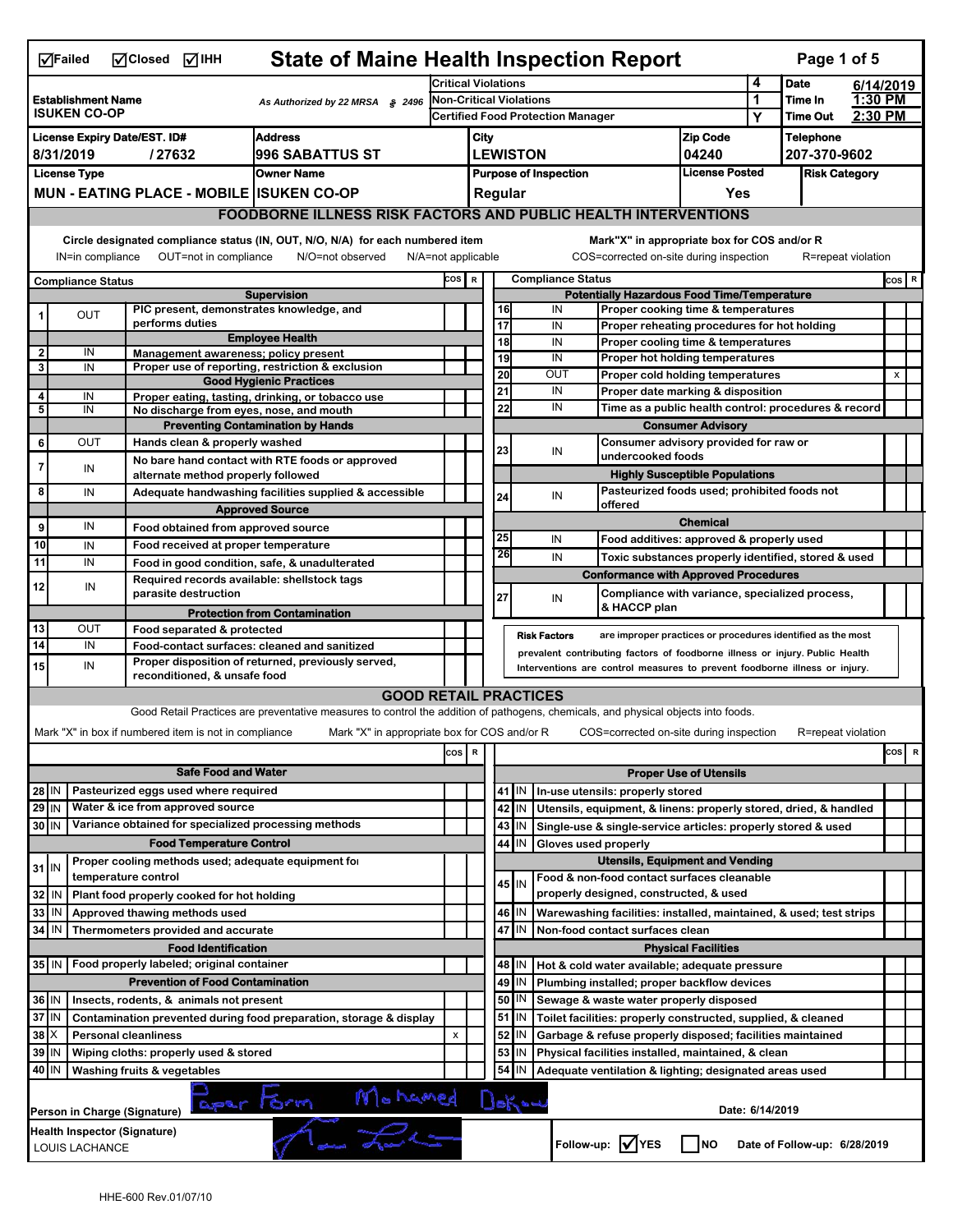☑Failed ☑Closed ☑IHH

# State of Maine Health Inspection Report

| Establishment Name | As Authorized by 22 MRSA § 2496 | | | Date | 6/14/2019 |
|---|---|---|---|---|---|
| ISUKEN CO-OP | | Critical Violations | 4 | Time In | 1:30 PM |
| | | Non-Critical Violations | 1 | Time Out | 2:30 PM |
| | | Certified Food Protection Manager | Y | | |

| License Expiry Date/EST. ID# | Address | City | Zip Code | Telephone |
|---|---|---|---|---|
| 8/31/2019 / 27632 | 996 SABATTUS ST | LEWISTON | 04240 | 207-370-9602 |

| License Type | Owner Name | Purpose of Inspection | License Posted | Risk Category |
|---|---|---|---|---|
| MUN - EATING PLACE - MOBILE | ISUKEN CO-OP | Regular | Yes | |

## FOODBORNE ILLNESS RISK FACTORS AND PUBLIC HEALTH INTERVENTIONS

Circle designated compliance status (IN, OUT, N/O, N/A) for each numbered item — IN=in compliance OUT=not in compliance N/O=not observed N/A=not applicable

Mark"X" in appropriate box for COS and/or R — COS=corrected on-site during inspection R=repeat violation

| # | Compliance Status | Item | COS | R |
|---|---|---|---|---|
| | | **Supervision** | | |
| 1 | OUT | PIC present, demonstrates knowledge, and performs duties | | |
| | | **Employee Health** | | |
| 2 | IN | Management awareness; policy present | | |
| 3 | IN | Proper use of reporting, restriction & exclusion | | |
| | | **Good Hygienic Practices** | | |
| 4 | IN | Proper eating, tasting, drinking, or tobacco use | | |
| 5 | IN | No discharge from eyes, nose, and mouth | | |
| | | **Preventing Contamination by Hands** | | |
| 6 | OUT | Hands clean & properly washed | | |
| 7 | IN | No bare hand contact with RTE foods or approved alternate method properly followed | | |
| 8 | IN | Adequate handwashing facilities supplied & accessible | | |
| | | **Approved Source** | | |
| 9 | IN | Food obtained from approved source | | |
| 10 | IN | Food received at proper temperature | | |
| 11 | IN | Food in good condition, safe, & unadulterated | | |
| 12 | IN | Required records available: shellstock tags parasite destruction | | |
| | | **Protection from Contamination** | | |
| 13 | OUT | Food separated & protected | | |
| 14 | IN | Food-contact surfaces: cleaned and sanitized | | |
| 15 | IN | Proper disposition of returned, previously served, reconditioned, & unsafe food | | |
| | | **Potentially Hazardous Food Time/Temperature** | | |
| 16 | IN | Proper cooking time & temperatures | | |
| 17 | IN | Proper reheating procedures for hot holding | | |
| 18 | IN | Proper cooling time & temperatures | | |
| 19 | IN | Proper hot holding temperatures | | |
| 20 | OUT | Proper cold holding temperatures | | X |
| 21 | IN | Proper date marking & disposition | | |
| 22 | IN | Time as a public health control: procedures & record | | |
| | | **Consumer Advisory** | | |
| 23 | IN | Consumer advisory provided for raw or undercooked foods | | |
| | | **Highly Susceptible Populations** | | |
| 24 | IN | Pasteurized foods used; prohibited foods not offered | | |
| | | **Chemical** | | |
| 25 | IN | Food additives: approved & properly used | | |
| 26 | IN | Toxic substances properly identified, stored & used | | |
| | | **Conformance with Approved Procedures** | | |
| 27 | IN | Compliance with variance, specialized process, & HACCP plan | | |

**Risk Factors** are improper practices or procedures identified as the most prevalent contributing factors of foodborne illness or injury. Public Health Interventions are control measures to prevent foodborne illness or injury.

## GOOD RETAIL PRACTICES

Good Retail Practices are preventative measures to control the addition of pathogens, chemicals, and physical objects into foods.

Mark "X" in box if numbered item is not in compliance — Mark "X" in appropriate box for COS and/or R — COS=corrected on-site during inspection R=repeat violation

| # | Status | Item | COS | R |
|---|---|---|---|---|
| | | **Safe Food and Water** | | |
| 28 | IN | Pasteurized eggs used where required | | |
| 29 | IN | Water & ice from approved source | | |
| 30 | IN | Variance obtained for specialized processing methods | | |
| | | **Food Temperature Control** | | |
| 31 | IN | Proper cooling methods used; adequate equipment for temperature control | | |
| 32 | IN | Plant food properly cooked for hot holding | | |
| 33 | IN | Approved thawing methods used | | |
| 34 | IN | Thermometers provided and accurate | | |
| | | **Food Identification** | | |
| 35 | IN | Food properly labeled; original container | | |
| | | **Prevention of Food Contamination** | | |
| 36 | IN | Insects, rodents, & animals not present | | |
| 37 | IN | Contamination prevented during food preparation, storage & display | | |
| 38 | X | Personal cleanliness | x | |
| 39 | IN | Wiping cloths: properly used & stored | | |
| 40 | IN | Washing fruits & vegetables | | |
| | | **Proper Use of Utensils** | | |
| 41 | IN | In-use utensils: properly stored | | |
| 42 | IN | Utensils, equipment, & linens: properly stored, dried, & handled | | |
| 43 | IN | Single-use & single-service articles: properly stored & used | | |
| 44 | IN | Gloves used properly | | |
| | | **Utensils, Equipment and Vending** | | |
| 45 | IN | Food & non-food contact surfaces cleanable properly designed, constructed, & used | | |
| 46 | IN | Warewashing facilities: installed, maintained, & used; test strips | | |
| 47 | IN | Non-food contact surfaces clean | | |
| | | **Physical Facilities** | | |
| 48 | IN | Hot & cold water available; adequate pressure | | |
| 49 | IN | Plumbing installed; proper backflow devices | | |
| 50 | IN | Sewage & waste water properly disposed | | |
| 51 | IN | Toilet facilities: properly constructed, supplied, & cleaned | | |
| 52 | IN | Garbage & refuse properly disposed; facilities maintained | | |
| 53 | IN | Physical facilities installed, maintained, & clean | | |
| 54 | IN | Adequate ventilation & lighting; designated areas used | | |

Person in Charge (Signature): Paper Form Mohamed Dekow — Date: 6/14/2019

Health Inspector (Signature): LOUIS LACHANCE

Follow-up: ☑ YES ☐ NO — Date of Follow-up: 6/28/2019

HHE-600 Rev.01/07/10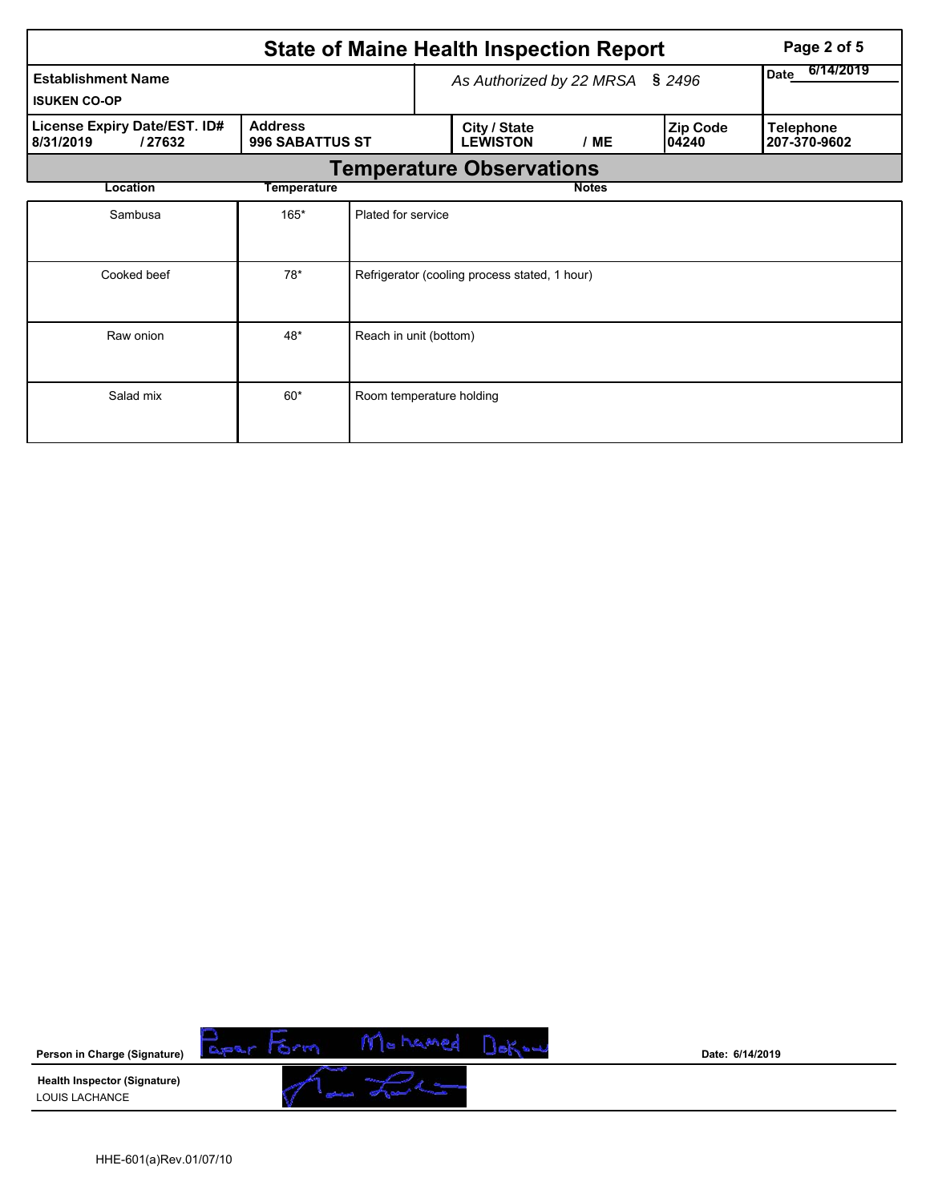# State of Maine Health Inspection Report

| Establishment Name | As Authorized by 22 MRSA § 2496 | Date 6/14/2019 |
|---|---|---|
| ISUKEN CO-OP | | |

| License Expiry Date/EST. ID# | Address | City / State | Zip Code | Telephone |
|---|---|---|---|---|
| 8/31/2019 / 27632 | 996 SABATTUS ST | LEWISTON / ME | 04240 | 207-370-9602 |

## Temperature Observations

| Location | Temperature | Notes |
|---|---|---|
| Sambusa | 165* | Plated for service |
| Cooked beef | 78* | Refrigerator (cooling process stated, 1 hour) |
| Raw onion | 48* | Reach in unit (bottom) |
| Salad mix | 60* | Room temperature holding |

**Person in Charge (Signature)** Paper Form Mohamed Dekow    Date: 6/14/2019

**Health Inspector (Signature)**
LOUIS LACHANCE

HHE-601(a)Rev.01/07/10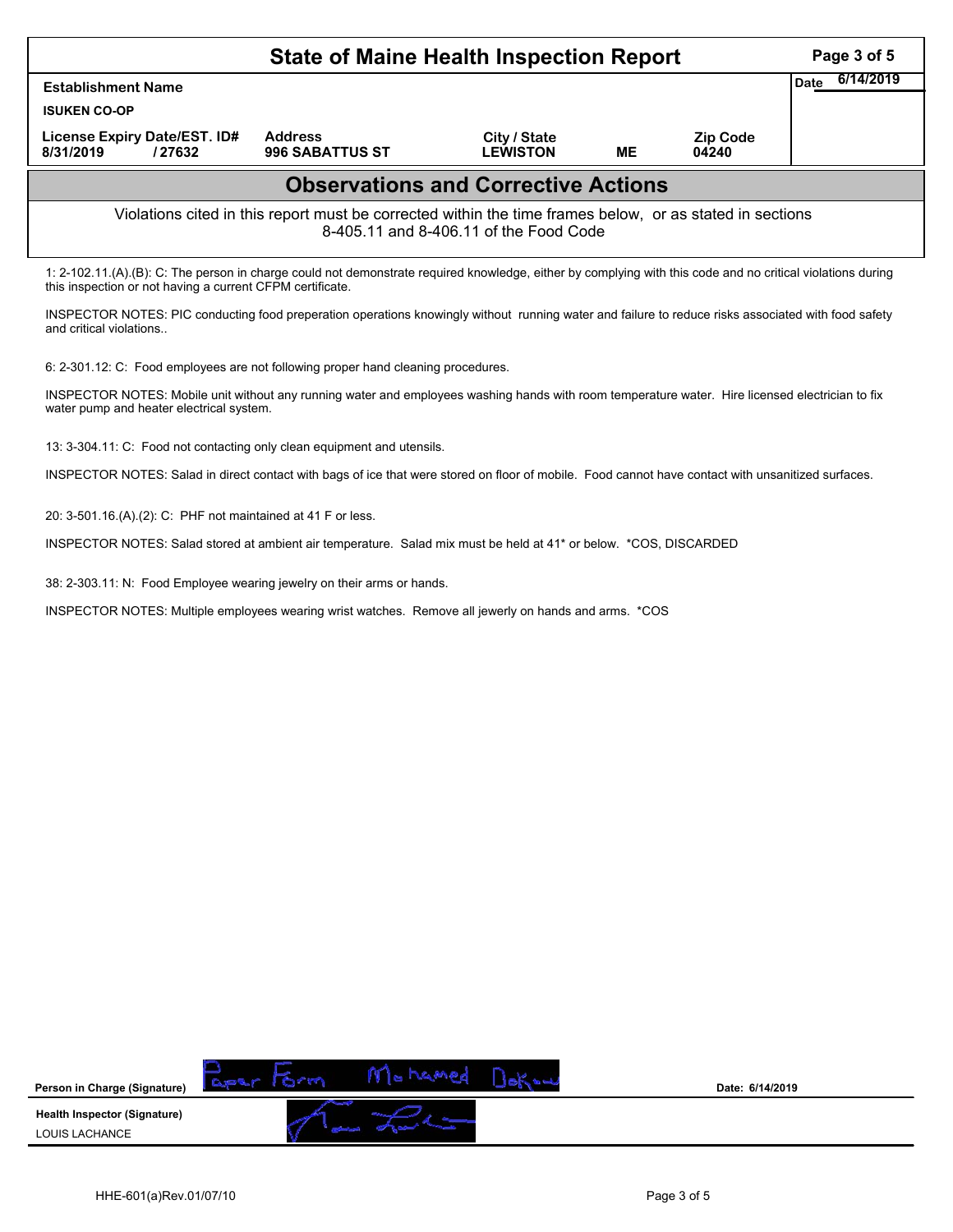# State of Maine Health Inspection Report

| Establishment Name | | | | | Date 6/14/2019 |
|---|---|---|---|---|---|
| ISUKEN CO-OP | | | | | |
| License Expiry Date/EST. ID# | Address | City / State | | Zip Code | |
| 8/31/2019 / 27632 | 996 SABATTUS ST | LEWISTON | ME | 04240 | |

## Observations and Corrective Actions

Violations cited in this report must be corrected within the time frames below, or as stated in sections 8-405.11 and 8-406.11 of the Food Code

1: 2-102.11.(A).(B): C: The person in charge could not demonstrate required knowledge, either by complying with this code and no critical violations during this inspection or not having a current CFPM certificate.

INSPECTOR NOTES: PIC conducting food preperation operations knowingly without running water and failure to reduce risks associated with food safety and critical violations..

6: 2-301.12: C: Food employees are not following proper hand cleaning procedures.

INSPECTOR NOTES: Mobile unit without any running water and employees washing hands with room temperature water. Hire licensed electrician to fix water pump and heater electrical system.

13: 3-304.11: C: Food not contacting only clean equipment and utensils.

INSPECTOR NOTES: Salad in direct contact with bags of ice that were stored on floor of mobile. Food cannot have contact with unsanitized surfaces.

20: 3-501.16.(A).(2): C: PHF not maintained at 41 F or less.

INSPECTOR NOTES: Salad stored at ambient air temperature. Salad mix must be held at 41* or below. *COS, DISCARDED

38: 2-303.11: N: Food Employee wearing jewelry on their arms or hands.

INSPECTOR NOTES: Multiple employees wearing wrist watches. Remove all jewerly on hands and arms. *COS

**Person in Charge (Signature)** Paper Form Mohamed Dekow — Date: 6/14/2019

**Health Inspector (Signature)**
LOUIS LACHANCE

HHE-601(a)Rev.01/07/10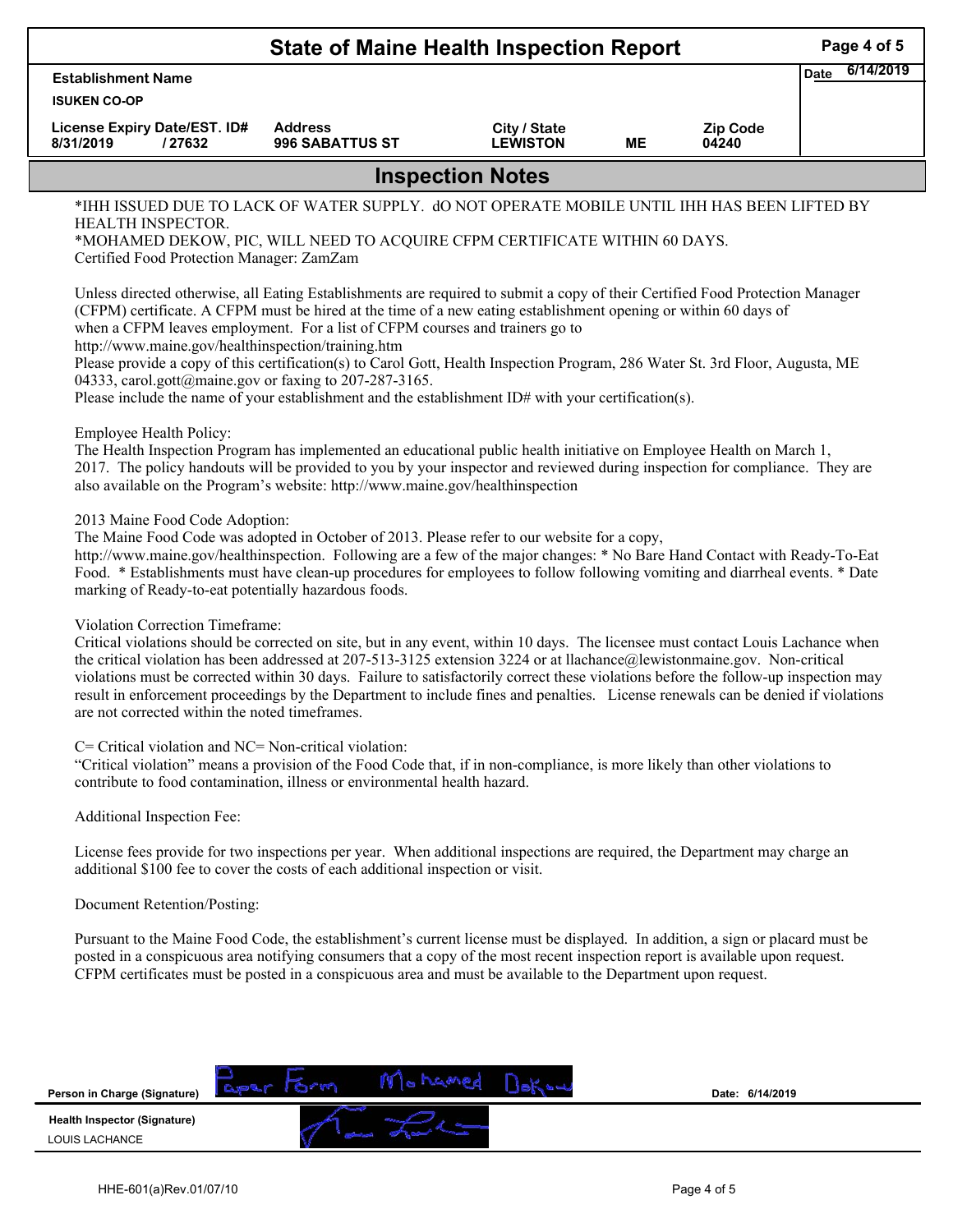# State of Maine Health Inspection Report

| Establishment Name | | | | | Date 6/14/2019 |
|---|---|---|---|---|---|
| ISUKEN CO-OP | | | | | |
| License Expiry Date/EST. ID# | Address | City / State | | Zip Code | |
| 8/31/2019 / 27632 | 996 SABATTUS ST | LEWISTON | ME | 04240 | |

## Inspection Notes

*IHH ISSUED DUE TO LACK OF WATER SUPPLY. dO NOT OPERATE MOBILE UNTIL IHH HAS BEEN LIFTED BY HEALTH INSPECTOR.
*MOHAMED DEKOW, PIC, WILL NEED TO ACQUIRE CFPM CERTIFICATE WITHIN 60 DAYS.
Certified Food Protection Manager: ZamZam

Unless directed otherwise, all Eating Establishments are required to submit a copy of their Certified Food Protection Manager (CFPM) certificate. A CFPM must be hired at the time of a new eating establishment opening or within 60 days of when a CFPM leaves employment. For a list of CFPM courses and trainers go to http://www.maine.gov/healthinspection/training.htm
Please provide a copy of this certification(s) to Carol Gott, Health Inspection Program, 286 Water St. 3rd Floor, Augusta, ME 04333, carol.gott@maine.gov or faxing to 207-287-3165.
Please include the name of your establishment and the establishment ID# with your certification(s).

Employee Health Policy:
The Health Inspection Program has implemented an educational public health initiative on Employee Health on March 1, 2017. The policy handouts will be provided to you by your inspector and reviewed during inspection for compliance. They are also available on the Program's website: http://www.maine.gov/healthinspection

2013 Maine Food Code Adoption:
The Maine Food Code was adopted in October of 2013. Please refer to our website for a copy, http://www.maine.gov/healthinspection. Following are a few of the major changes: * No Bare Hand Contact with Ready-To-Eat Food. * Establishments must have clean-up procedures for employees to follow following vomiting and diarrheal events. * Date marking of Ready-to-eat potentially hazardous foods.

Violation Correction Timeframe:
Critical violations should be corrected on site, but in any event, within 10 days. The licensee must contact Louis Lachance when the critical violation has been addressed at 207-513-3125 extension 3224 or at llachance@lewistonmaine.gov. Non-critical violations must be corrected within 30 days. Failure to satisfactorily correct these violations before the follow-up inspection may result in enforcement proceedings by the Department to include fines and penalties. License renewals can be denied if violations are not corrected within the noted timeframes.

C= Critical violation and NC= Non-critical violation:
"Critical violation" means a provision of the Food Code that, if in non-compliance, is more likely than other violations to contribute to food contamination, illness or environmental health hazard.

Additional Inspection Fee:

License fees provide for two inspections per year. When additional inspections are required, the Department may charge an additional $100 fee to cover the costs of each additional inspection or visit.

Document Retention/Posting:

Pursuant to the Maine Food Code, the establishment's current license must be displayed. In addition, a sign or placard must be posted in a conspicuous area notifying consumers that a copy of the most recent inspection report is available upon request. CFPM certificates must be posted in a conspicuous area and must be available to the Department upon request.

Person in Charge (Signature): Paper Form Mohamed Dekow — Date: 6/14/2019

Health Inspector (Signature): LOUIS LACHANCE

HHE-601(a)Rev.01/07/10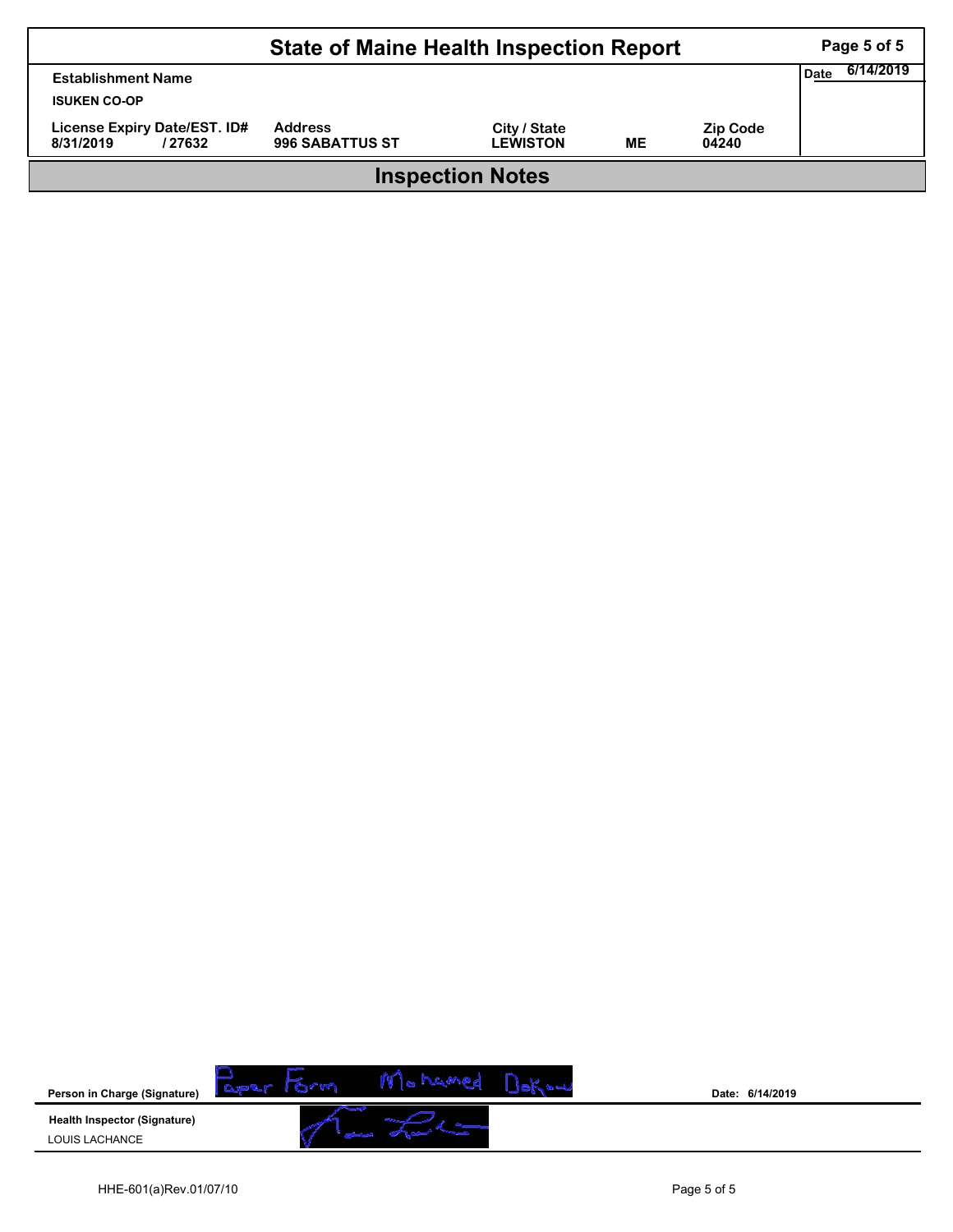# State of Maine Health Inspection Report

| | | | | | |
|---|---|---|---|---|---|
| **Establishment Name** | | | | | **Date** 6/14/2019 |
| **ISUKEN CO-OP** | | | | | |
| **License Expiry Date/EST. ID#** | **Address** | **City / State** | | **Zip Code** | |
| **8/31/2019 / 27632** | **996 SABATTUS ST** | **LEWISTON** | **ME** | **04240** | |

## Inspection Notes

**Person in Charge (Signature)** Paper Form Mohamed Dekow **Date:** 6/14/2019

**Health Inspector (Signature)**
LOUIS LACHANCE

HHE-601(a)Rev.01/07/10